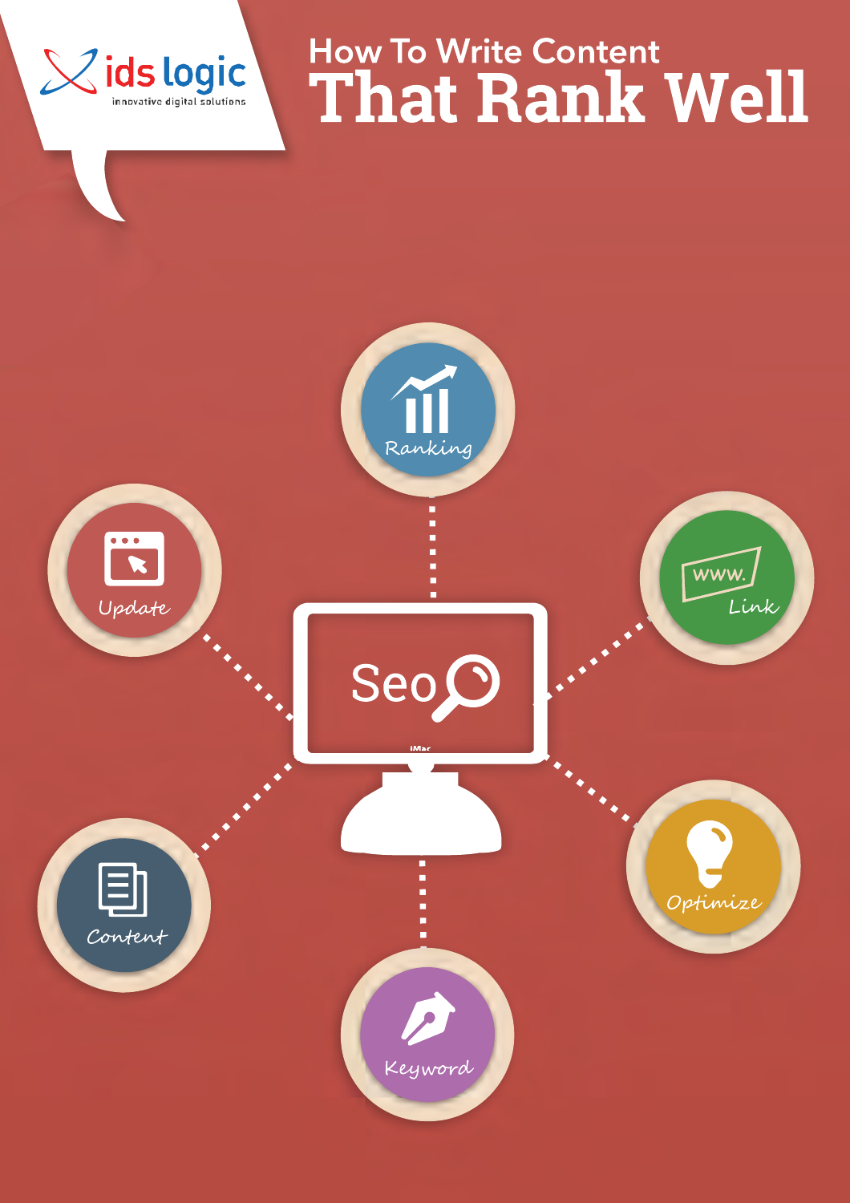ids logic
innovative digital solutions

# How To Write Content That Rank Well

Ranking

Update

Link

Seo

Content

Optimize

Keyword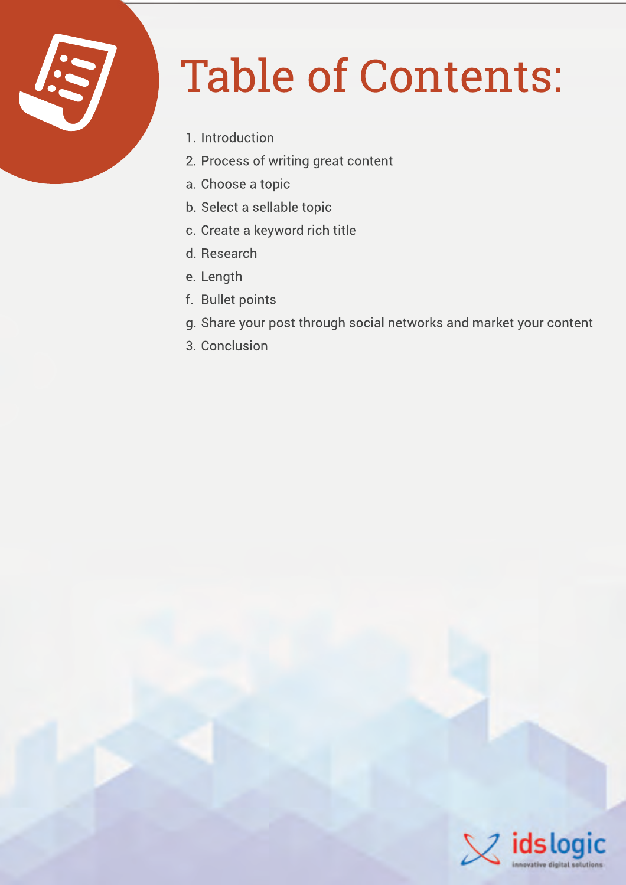# Table of Contents:

1. Introduction
2. Process of writing great content

a. Choose a topic

b. Select a sellable topic

c. Create a keyword rich title

d. Research

e. Length

f. Bullet points

g. Share your post through social networks and market your content

3. Conclusion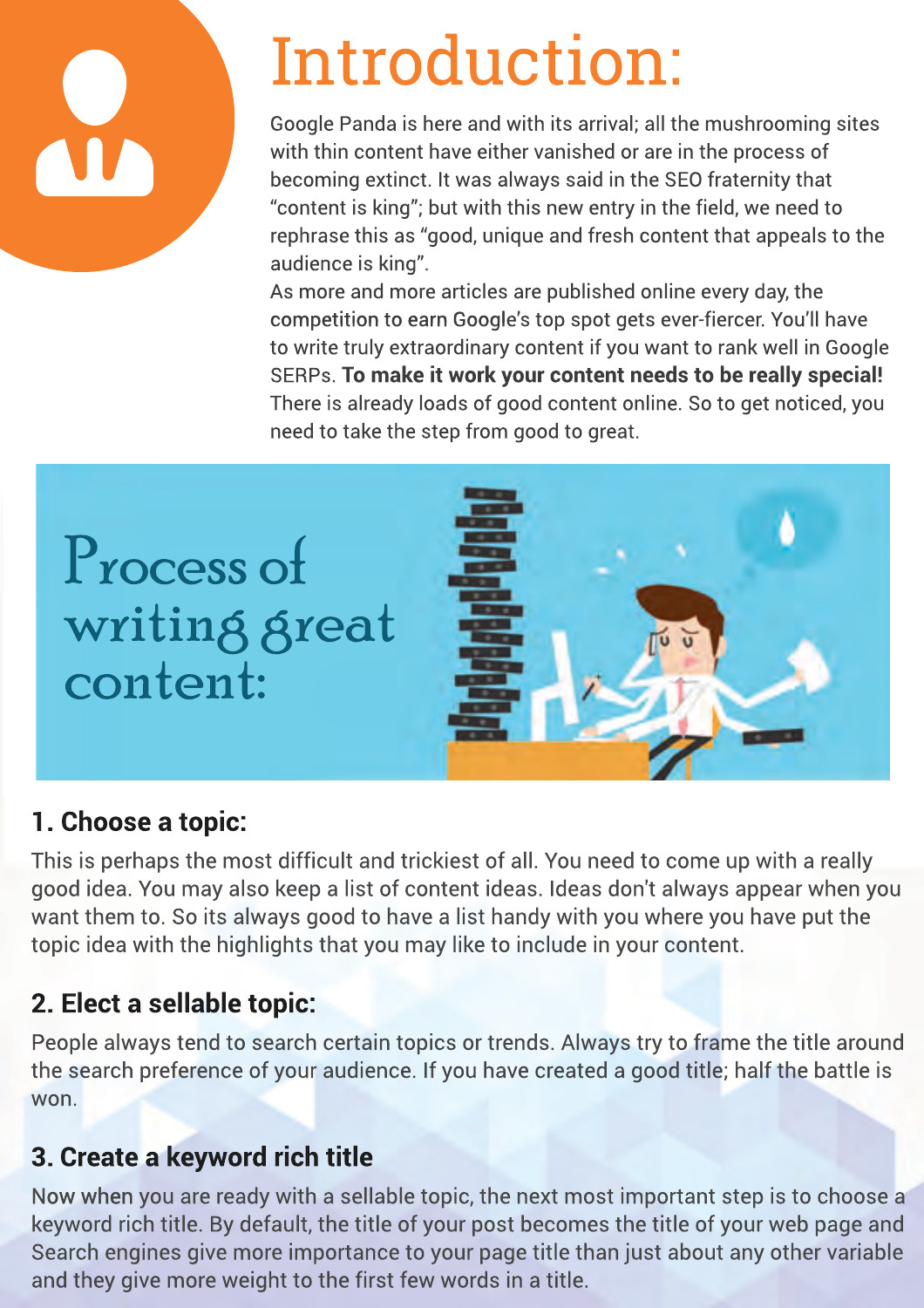# Introduction:

Google Panda is here and with its arrival; all the mushrooming sites with thin content have either vanished or are in the process of becoming extinct. It was always said in the SEO fraternity that "content is king"; but with this new entry in the field, we need to rephrase this as "good, unique and fresh content that appeals to the audience is king".

As more and more articles are published online every day, the competition to earn Google's top spot gets ever-fiercer. You'll have to write truly extraordinary content if you want to rank well in Google SERPs. **To make it work your content needs to be really special!** There is already loads of good content online. So to get noticed, you need to take the step from good to great.

## Process of writing great content:

### 1. Choose a topic:

This is perhaps the most difficult and trickiest of all. You need to come up with a really good idea. You may also keep a list of content ideas. Ideas don't always appear when you want them to. So its always good to have a list handy with you where you have put the topic idea with the highlights that you may like to include in your content.

### 2. Elect a sellable topic:

People always tend to search certain topics or trends. Always try to frame the title around the search preference of your audience. If you have created a good title; half the battle is won.

### 3. Create a keyword rich title

Now when you are ready with a sellable topic, the next most important step is to choose a keyword rich title. By default, the title of your post becomes the title of your web page and Search engines give more importance to your page title than just about any other variable and they give more weight to the first few words in a title.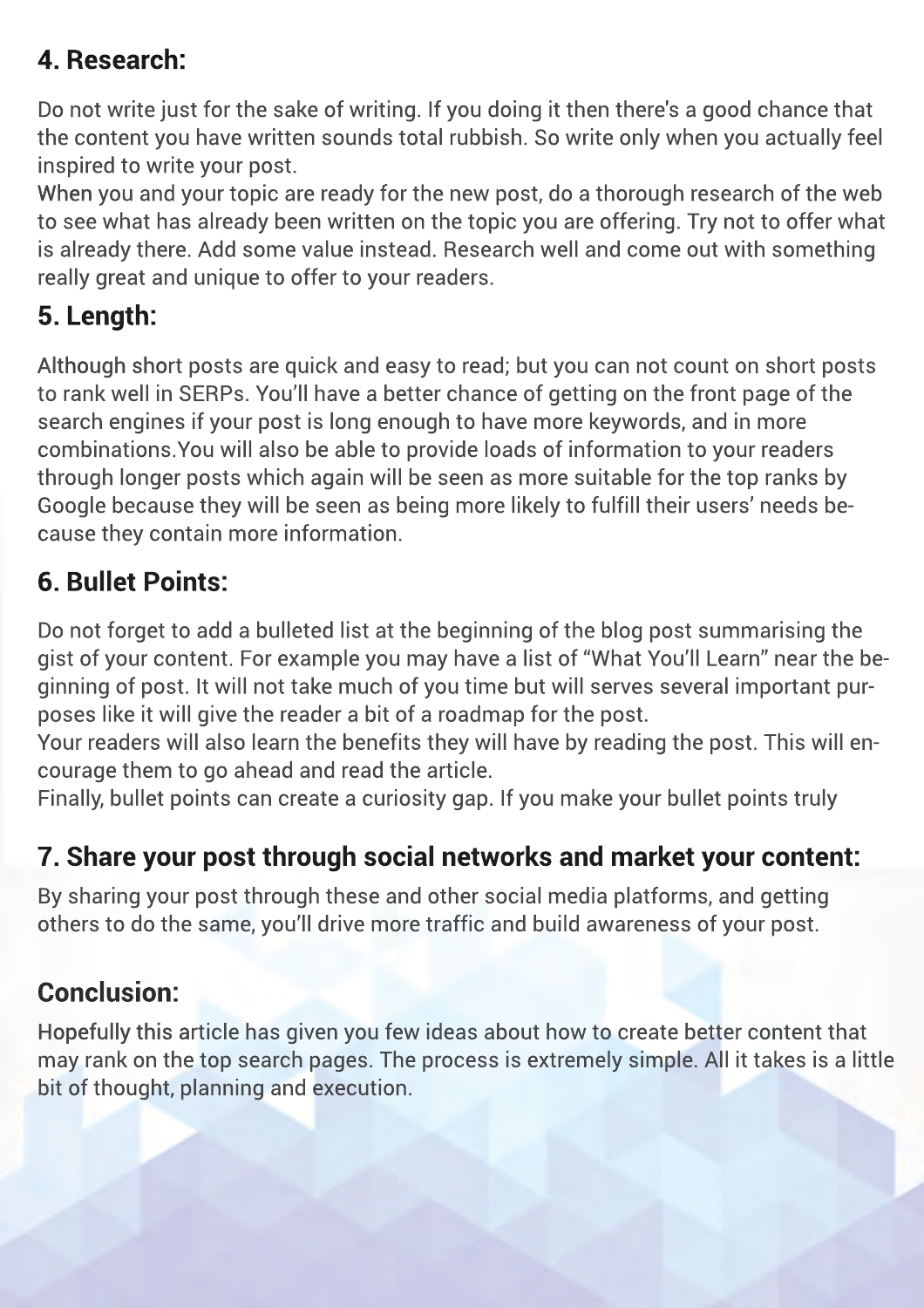## 4. Research:

Do not write just for the sake of writing. If you doing it then there's a good chance that the content you have written sounds total rubbish. So write only when you actually feel inspired to write your post.

When you and your topic are ready for the new post, do a thorough research of the web to see what has already been written on the topic you are offering. Try not to offer what is already there. Add some value instead. Research well and come out with something really great and unique to offer to your readers.

## 5. Length:

Although short posts are quick and easy to read; but you can not count on short posts to rank well in SERPs. You'll have a better chance of getting on the front page of the search engines if your post is long enough to have more keywords, and in more combinations.You will also be able to provide loads of information to your readers through longer posts which again will be seen as more suitable for the top ranks by Google because they will be seen as being more likely to fulfill their users' needs because they contain more information.

## 6. Bullet Points:

Do not forget to add a bulleted list at the beginning of the blog post summarising the gist of your content. For example you may have a list of "What You'll Learn" near the beginning of post. It will not take much of you time but will serves several important purposes like it will give the reader a bit of a roadmap for the post.

Your readers will also learn the benefits they will have by reading the post. This will encourage them to go ahead and read the article.

Finally, bullet points can create a curiosity gap. If you make your bullet points truly

## 7. Share your post through social networks and market your content:

By sharing your post through these and other social media platforms, and getting others to do the same, you'll drive more traffic and build awareness of your post.

## Conclusion:

Hopefully this article has given you few ideas about how to create better content that may rank on the top search pages. The process is extremely simple. All it takes is a little bit of thought, planning and execution.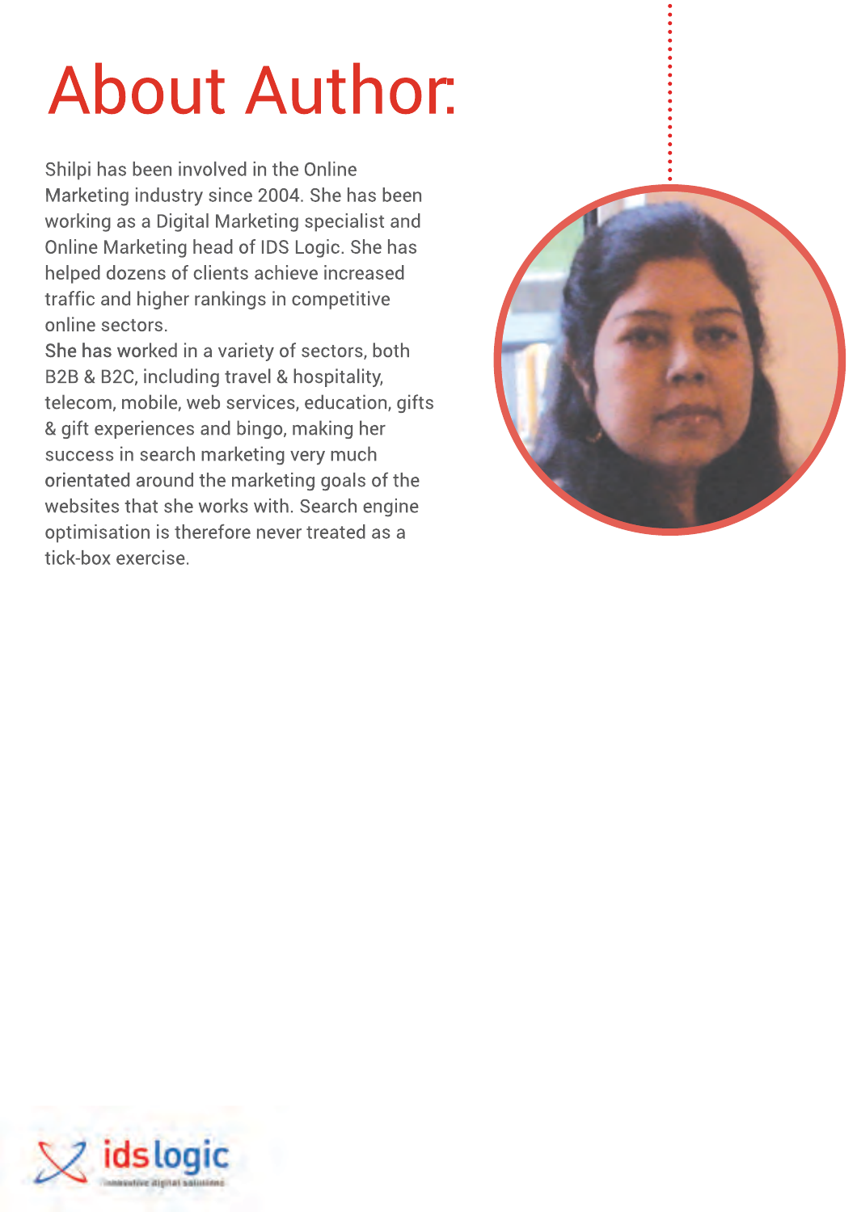# About Author:

Shilpi has been involved in the Online Marketing industry since 2004. She has been working as a Digital Marketing specialist and Online Marketing head of IDS Logic. She has helped dozens of clients achieve increased traffic and higher rankings in competitive online sectors.

She has worked in a variety of sectors, both B2B & B2C, including travel & hospitality, telecom, mobile, web services, education, gifts & gift experiences and bingo, making her success in search marketing very much orientated around the marketing goals of the websites that she works with. Search engine optimisation is therefore never treated as a tick-box exercise.

ids logic